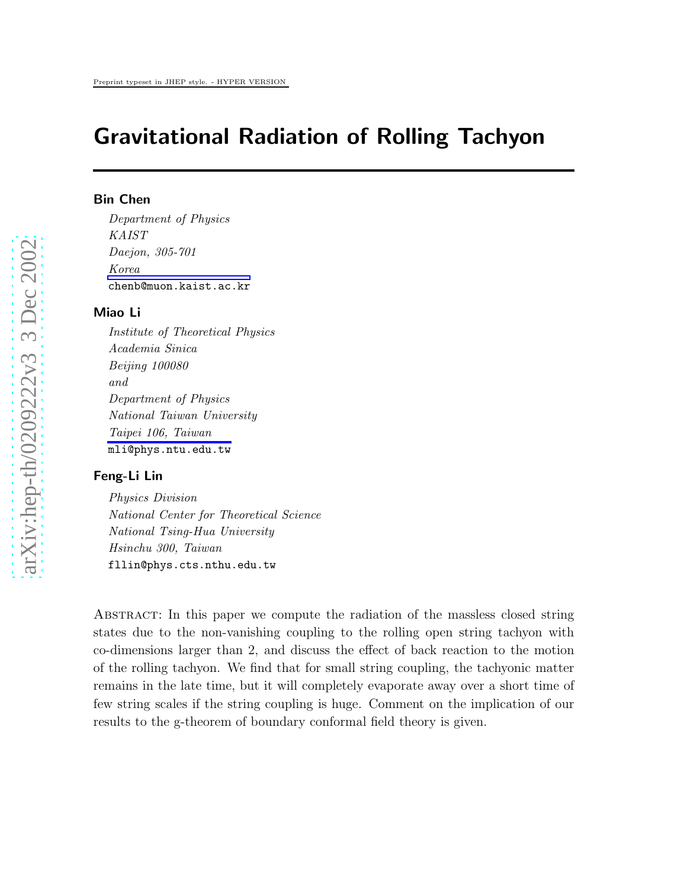# Gravitational Radiation of Rolling Tachyon

**Bin Chen**

*Department of Physics*
*KAIST*
*Daejon, 305-701*
*Korea*
chenb@muon.kaist.ac.kr

**Miao Li**

*Institute of Theoretical Physics*
*Academia Sinica*
*Beijing 100080*
*and*
*Department of Physics*
*National Taiwan University*
*Taipei 106, Taiwan*
mli@phys.ntu.edu.tw

**Feng-Li Lin**

*Physics Division*
*National Center for Theoretical Science*
*National Tsing-Hua University*
*Hsinchu 300, Taiwan*
fllin@phys.cts.nthu.edu.tw

Abstract: In this paper we compute the radiation of the massless closed string states due to the non-vanishing coupling to the rolling open string tachyon with co-dimensions larger than 2, and discuss the effect of back reaction to the motion of the rolling tachyon. We find that for small string coupling, the tachyonic matter remains in the late time, but it will completely evaporate away over a short time of few string scales if the string coupling is huge. Comment on the implication of our results to the g-theorem of boundary conformal field theory is given.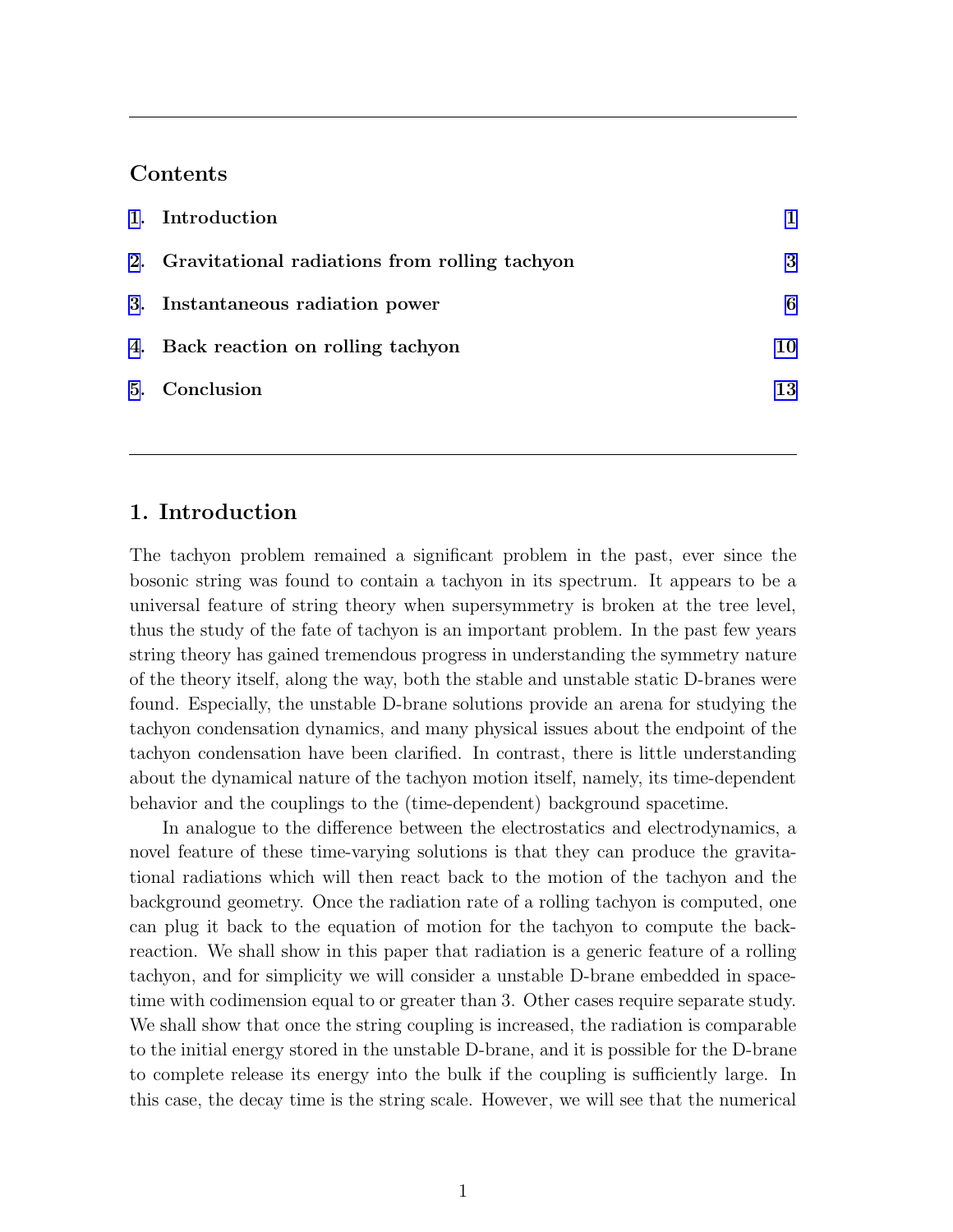## Contents

1. Introduction — 1
2. Gravitational radiations from rolling tachyon — 3
3. Instantaneous radiation power — 6
4. Back reaction on rolling tachyon — 10
5. Conclusion — 13

## 1. Introduction

The tachyon problem remained a significant problem in the past, ever since the bosonic string was found to contain a tachyon in its spectrum. It appears to be a universal feature of string theory when supersymmetry is broken at the tree level, thus the study of the fate of tachyon is an important problem. In the past few years string theory has gained tremendous progress in understanding the symmetry nature of the theory itself, along the way, both the stable and unstable static D-branes were found. Especially, the unstable D-brane solutions provide an arena for studying the tachyon condensation dynamics, and many physical issues about the endpoint of the tachyon condensation have been clarified. In contrast, there is little understanding about the dynamical nature of the tachyon motion itself, namely, its time-dependent behavior and the couplings to the (time-dependent) background spacetime.

In analogue to the difference between the electrostatics and electrodynamics, a novel feature of these time-varying solutions is that they can produce the gravitational radiations which will then react back to the motion of the tachyon and the background geometry. Once the radiation rate of a rolling tachyon is computed, one can plug it back to the equation of motion for the tachyon to compute the back-reaction. We shall show in this paper that radiation is a generic feature of a rolling tachyon, and for simplicity we will consider a unstable D-brane embedded in spacetime with codimension equal to or greater than 3. Other cases require separate study. We shall show that once the string coupling is increased, the radiation is comparable to the initial energy stored in the unstable D-brane, and it is possible for the D-brane to complete release its energy into the bulk if the coupling is sufficiently large. In this case, the decay time is the string scale. However, we will see that the numerical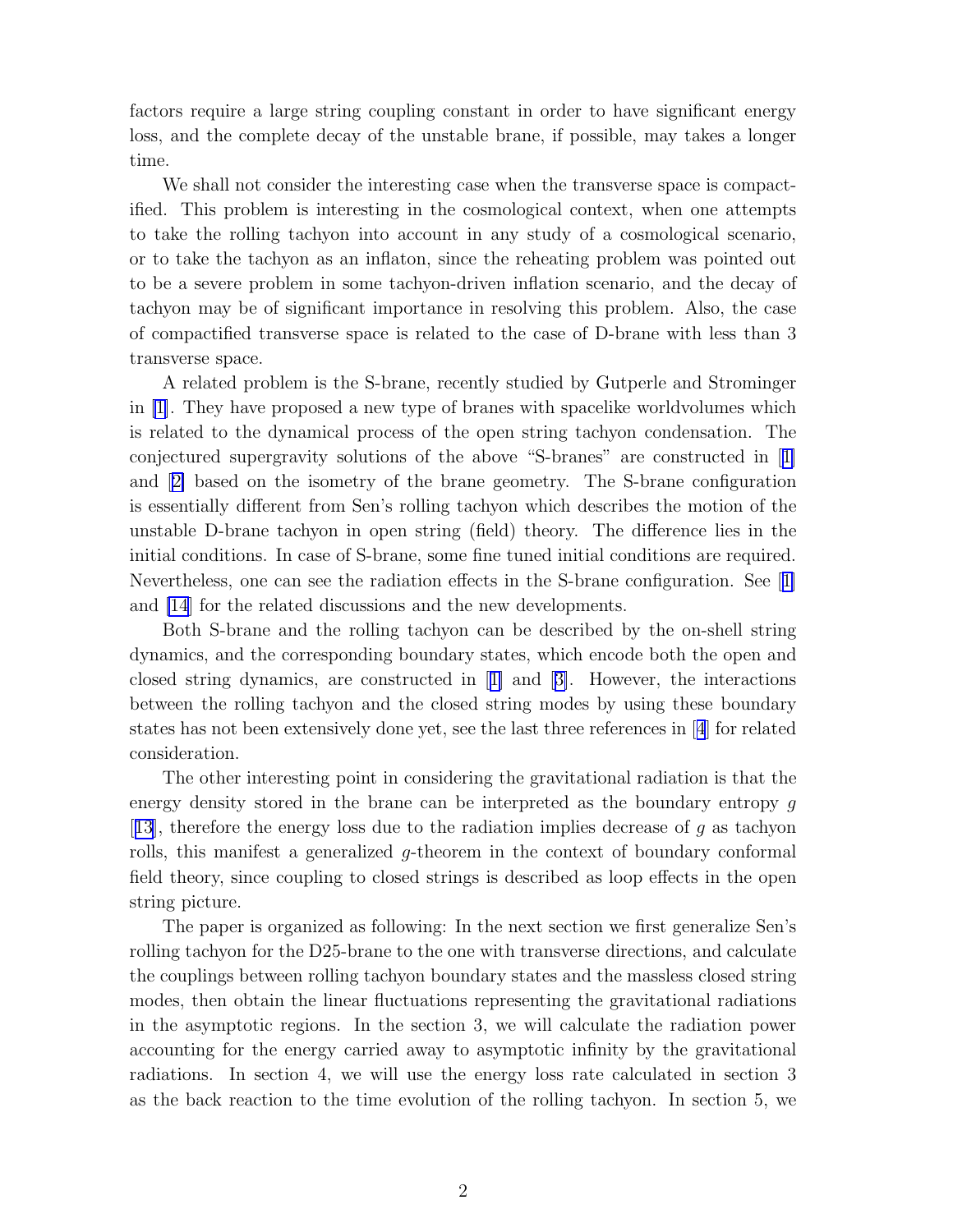factors require a large string coupling constant in order to have significant energy loss, and the complete decay of the unstable brane, if possible, may takes a longer time.

We shall not consider the interesting case when the transverse space is compactified. This problem is interesting in the cosmological context, when one attempts to take the rolling tachyon into account in any study of a cosmological scenario, or to take the tachyon as an inflaton, since the reheating problem was pointed out to be a severe problem in some tachyon-driven inflation scenario, and the decay of tachyon may be of significant importance in resolving this problem. Also, the case of compactified transverse space is related to the case of D-brane with less than 3 transverse space.

A related problem is the S-brane, recently studied by Gutperle and Strominger in [1]. They have proposed a new type of branes with spacelike worldvolumes which is related to the dynamical process of the open string tachyon condensation. The conjectured supergravity solutions of the above "S-branes" are constructed in [1] and [2] based on the isometry of the brane geometry. The S-brane configuration is essentially different from Sen's rolling tachyon which describes the motion of the unstable D-brane tachyon in open string (field) theory. The difference lies in the initial conditions. In case of S-brane, some fine tuned initial conditions are required. Nevertheless, one can see the radiation effects in the S-brane configuration. See [1] and [14] for the related discussions and the new developments.

Both S-brane and the rolling tachyon can be described by the on-shell string dynamics, and the corresponding boundary states, which encode both the open and closed string dynamics, are constructed in [1] and [3]. However, the interactions between the rolling tachyon and the closed string modes by using these boundary states has not been extensively done yet, see the last three references in [4] for related consideration.

The other interesting point in considering the gravitational radiation is that the energy density stored in the brane can be interpreted as the boundary entropy $g$ [13], therefore the energy loss due to the radiation implies decrease of $g$ as tachyon rolls, this manifest a generalized $g$-theorem in the context of boundary conformal field theory, since coupling to closed strings is described as loop effects in the open string picture.

The paper is organized as following: In the next section we first generalize Sen's rolling tachyon for the D25-brane to the one with transverse directions, and calculate the couplings between rolling tachyon boundary states and the massless closed string modes, then obtain the linear fluctuations representing the gravitational radiations in the asymptotic regions. In the section 3, we will calculate the radiation power accounting for the energy carried away to asymptotic infinity by the gravitational radiations. In section 4, we will use the energy loss rate calculated in section 3 as the back reaction to the time evolution of the rolling tachyon. In section 5, we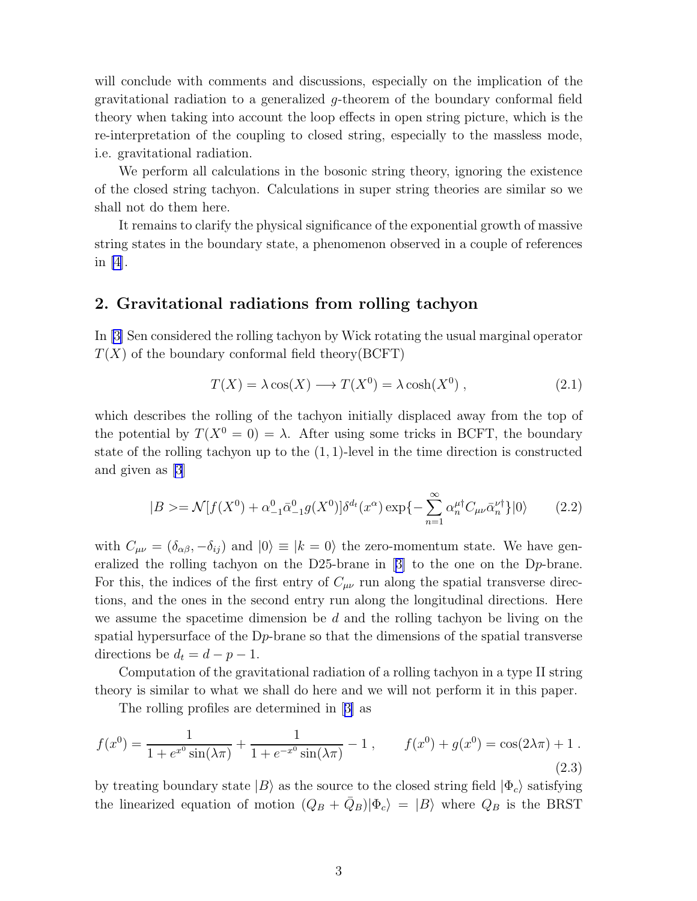will conclude with comments and discussions, especially on the implication of the gravitational radiation to a generalized $g$-theorem of the boundary conformal field theory when taking into account the loop effects in open string picture, which is the re-interpretation of the coupling to closed string, especially to the massless mode, i.e. gravitational radiation.

We perform all calculations in the bosonic string theory, ignoring the existence of the closed string tachyon. Calculations in super string theories are similar so we shall not do them here.

It remains to clarify the physical significance of the exponential growth of massive string states in the boundary state, a phenomenon observed in a couple of references in [4].

## 2. Gravitational radiations from rolling tachyon

In [3] Sen considered the rolling tachyon by Wick rotating the usual marginal operator $T(X)$ of the boundary conformal field theory(BCFT)

$$T(X) = \lambda \cos(X) \longrightarrow T(X^0) = \lambda \cosh(X^0) \,, \tag{2.1}$$

which describes the rolling of the tachyon initially displaced away from the top of the potential by $T(X^0 = 0) = \lambda$. After using some tricks in BCFT, the boundary state of the rolling tachyon up to the $(1,1)$-level in the time direction is constructed and given as [3]

$$|B> = \mathcal{N}[f(X^0) + \alpha^0_{-1}\bar{\alpha}^0_{-1} g(X^0)]\delta^{d_t}(x^\alpha) \exp\{-\sum_{n=1}^{\infty} \alpha_n^{\mu\dagger} C_{\mu\nu} \bar{\alpha}_n^{\nu\dagger}\}|0\rangle \tag{2.2}$$

with $C_{\mu\nu} = (\delta_{\alpha\beta}, -\delta_{ij})$ and $|0\rangle \equiv |k = 0\rangle$ the zero-momentum state. We have generalized the rolling tachyon on the D25-brane in [3] to the one on the D$p$-brane. For this, the indices of the first entry of $C_{\mu\nu}$ run along the spatial transverse directions, and the ones in the second entry run along the longitudinal directions. Here we assume the spacetime dimension be $d$ and the rolling tachyon be living on the spatial hypersurface of the D$p$-brane so that the dimensions of the spatial transverse directions be $d_t = d - p - 1$.

Computation of the gravitational radiation of a rolling tachyon in a type II string theory is similar to what we shall do here and we will not perform it in this paper.

The rolling profiles are determined in [3] as

$$f(x^0) = \frac{1}{1 + e^{x^0}\sin(\lambda\pi)} + \frac{1}{1 + e^{-x^0}\sin(\lambda\pi)} - 1 \,, \qquad f(x^0) + g(x^0) = \cos(2\lambda\pi) + 1 \,. \tag{2.3}$$

by treating boundary state $|B\rangle$ as the source to the closed string field $|\Phi_c\rangle$ satisfying the linearized equation of motion $(Q_B + \bar{Q}_B)|\Phi_c\rangle = |B\rangle$ where $Q_B$ is the BRST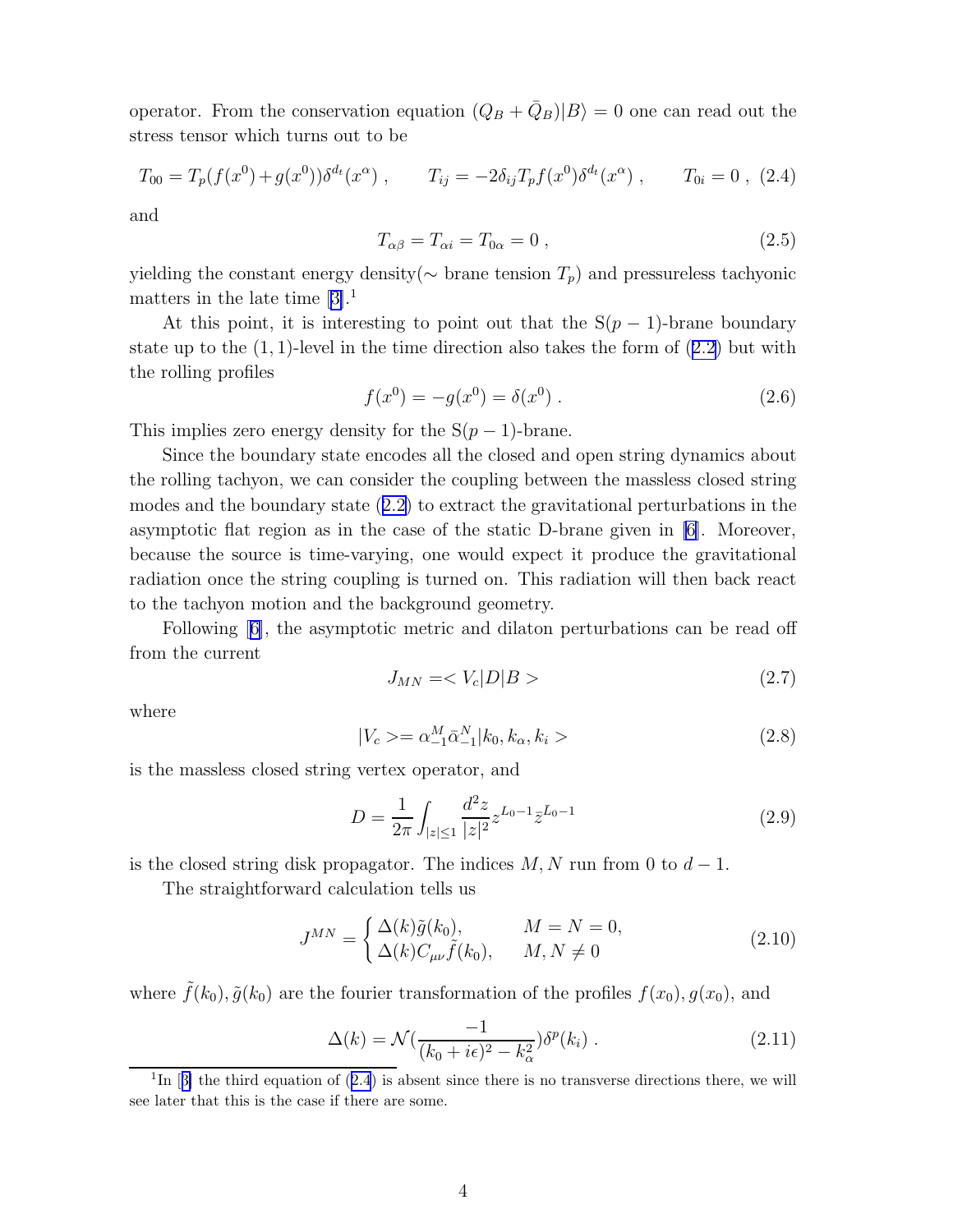operator. From the conservation equation $(Q_B + \bar{Q}_B)|B\rangle = 0$ one can read out the stress tensor which turns out to be

$$T_{00} = T_p(f(x^0) + g(x^0))\delta^{d_t}(x^\alpha) \ , \qquad T_{ij} = -2\delta_{ij}T_p f(x^0)\delta^{d_t}(x^\alpha) \ , \qquad T_{0i} = 0 \ , \tag{2.4}$$

and

$$T_{\alpha\beta} = T_{\alpha i} = T_{0\alpha} = 0 \ , \tag{2.5}$$

yielding the constant energy density($\sim$ brane tension $T_p$) and pressureless tachyonic matters in the late time [3].[1]

At this point, it is interesting to point out that the S$(p-1)$-brane boundary state up to the $(1,1)$-level in the time direction also takes the form of (2.2) but with the rolling profiles

$$f(x^0) = -g(x^0) = \delta(x^0) \ . \tag{2.6}$$

This implies zero energy density for the S$(p-1)$-brane.

Since the boundary state encodes all the closed and open string dynamics about the rolling tachyon, we can consider the coupling between the massless closed string modes and the boundary state (2.2) to extract the gravitational perturbations in the asymptotic flat region as in the case of the static D-brane given in [6]. Moreover, because the source is time-varying, one would expect it produce the gravitational radiation once the string coupling is turned on. This radiation will then back react to the tachyon motion and the background geometry.

Following [6], the asymptotic metric and dilaton perturbations can be read off from the current

$$J_{MN} = < V_c|D|B > \tag{2.7}$$

where

$$|V_c> = \alpha^M_{-1}\bar{\alpha}^N_{-1}|k_0, k_\alpha, k_i> \tag{2.8}$$

is the massless closed string vertex operator, and

$$D = \frac{1}{2\pi}\int_{|z|\leq 1}\frac{d^2z}{|z|^2} z^{L_0-1}\bar{z}^{L_0-1} \tag{2.9}$$

is the closed string disk propagator. The indices $M, N$ run from 0 to $d-1$.

The straightforward calculation tells us

$$J^{MN} = \begin{cases} \Delta(k)\tilde{g}(k_0), & M = N = 0, \\ \Delta(k)C_{\mu\nu}\tilde{f}(k_0), & M, N \neq 0 \end{cases} \tag{2.10}$$

where $\tilde{f}(k_0), \tilde{g}(k_0)$ are the fourier transformation of the profiles $f(x_0), g(x_0)$, and

$$\Delta(k) = \mathcal{N}\left(\frac{-1}{(k_0 + i\epsilon)^2 - k_\alpha^2}\right)\delta^p(k_i) \ . \tag{2.11}$$

[1] In [3] the third equation of (2.4) is absent since there is no transverse directions there, we will see later that this is the case if there are some.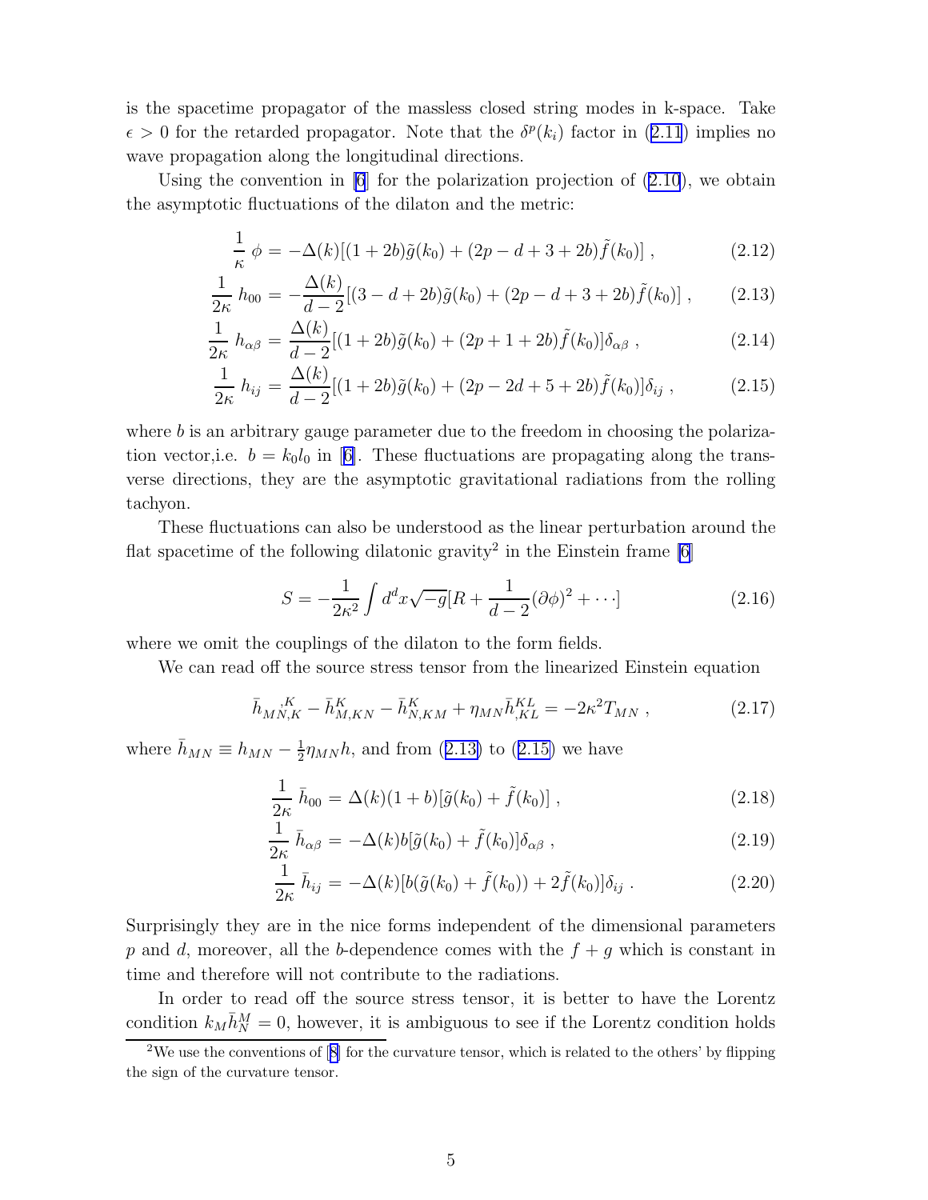is the spacetime propagator of the massless closed string modes in k-space. Take $\epsilon > 0$ for the retarded propagator. Note that the $\delta^p(k_i)$ factor in (2.11) implies no wave propagation along the longitudinal directions.

Using the convention in [6] for the polarization projection of (2.10), we obtain the asymptotic fluctuations of the dilaton and the metric:

$$\frac{1}{\kappa}\,\phi = -\Delta(k)[(1+2b)\tilde{g}(k_0) + (2p-d+3+2b)\tilde{f}(k_0)]\,, \tag{2.12}$$

$$\frac{1}{2\kappa}\,h_{00} = -\frac{\Delta(k)}{d-2}[(3-d+2b)\tilde{g}(k_0) + (2p-d+3+2b)\tilde{f}(k_0)]\,, \tag{2.13}$$

$$\frac{1}{2\kappa}\,h_{\alpha\beta} = \frac{\Delta(k)}{d-2}[(1+2b)\tilde{g}(k_0) + (2p+1+2b)\tilde{f}(k_0)]\delta_{\alpha\beta}\,, \tag{2.14}$$

$$\frac{1}{2\kappa}\,h_{ij} = \frac{\Delta(k)}{d-2}[(1+2b)\tilde{g}(k_0) + (2p-2d+5+2b)\tilde{f}(k_0)]\delta_{ij}\,, \tag{2.15}$$

where $b$ is an arbitrary gauge parameter due to the freedom in choosing the polarization vector,i.e. $b = k_0 l_0$ in [6]. These fluctuations are propagating along the transverse directions, they are the asymptotic gravitational radiations from the rolling tachyon.

These fluctuations can also be understood as the linear perturbation around the flat spacetime of the following dilatonic gravity[2] in the Einstein frame [6]

$$S = -\frac{1}{2\kappa^2}\int d^dx\sqrt{-g}[R + \frac{1}{d-2}(\partial\phi)^2 + \cdots] \tag{2.16}$$

where we omit the couplings of the dilaton to the form fields.

We can read off the source stress tensor from the linearized Einstein equation

$$\bar{h}_{MN,K}^{\ \ \ \ \ ,K} - \bar{h}^K_{M,KN} - \bar{h}^K_{N,KM} + \eta_{MN}\bar{h}^{KL}_{,KL} = -2\kappa^2 T_{MN}\,, \tag{2.17}$$

where $\bar{h}_{MN} \equiv h_{MN} - \frac{1}{2}\eta_{MN}h$, and from (2.13) to (2.15) we have

$$\frac{1}{2\kappa}\,\bar{h}_{00} = \Delta(k)(1+b)[\tilde{g}(k_0) + \tilde{f}(k_0)]\,, \tag{2.18}$$

$$\frac{1}{2\kappa}\,\bar{h}_{\alpha\beta} = -\Delta(k)b[\tilde{g}(k_0) + \tilde{f}(k_0)]\delta_{\alpha\beta}\,, \tag{2.19}$$

$$\frac{1}{2\kappa}\,\bar{h}_{ij} = -\Delta(k)[b(\tilde{g}(k_0) + \tilde{f}(k_0)) + 2\tilde{f}(k_0)]\delta_{ij}\,. \tag{2.20}$$

Surprisingly they are in the nice forms independent of the dimensional parameters $p$ and $d$, moreover, all the $b$-dependence comes with the $f+g$ which is constant in time and therefore will not contribute to the radiations.

In order to read off the source stress tensor, it is better to have the Lorentz condition $k_M\bar{h}^M_N = 0$, however, it is ambiguous to see if the Lorentz condition holds

[2] We use the conventions of [8] for the curvature tensor, which is related to the others' by flipping the sign of the curvature tensor.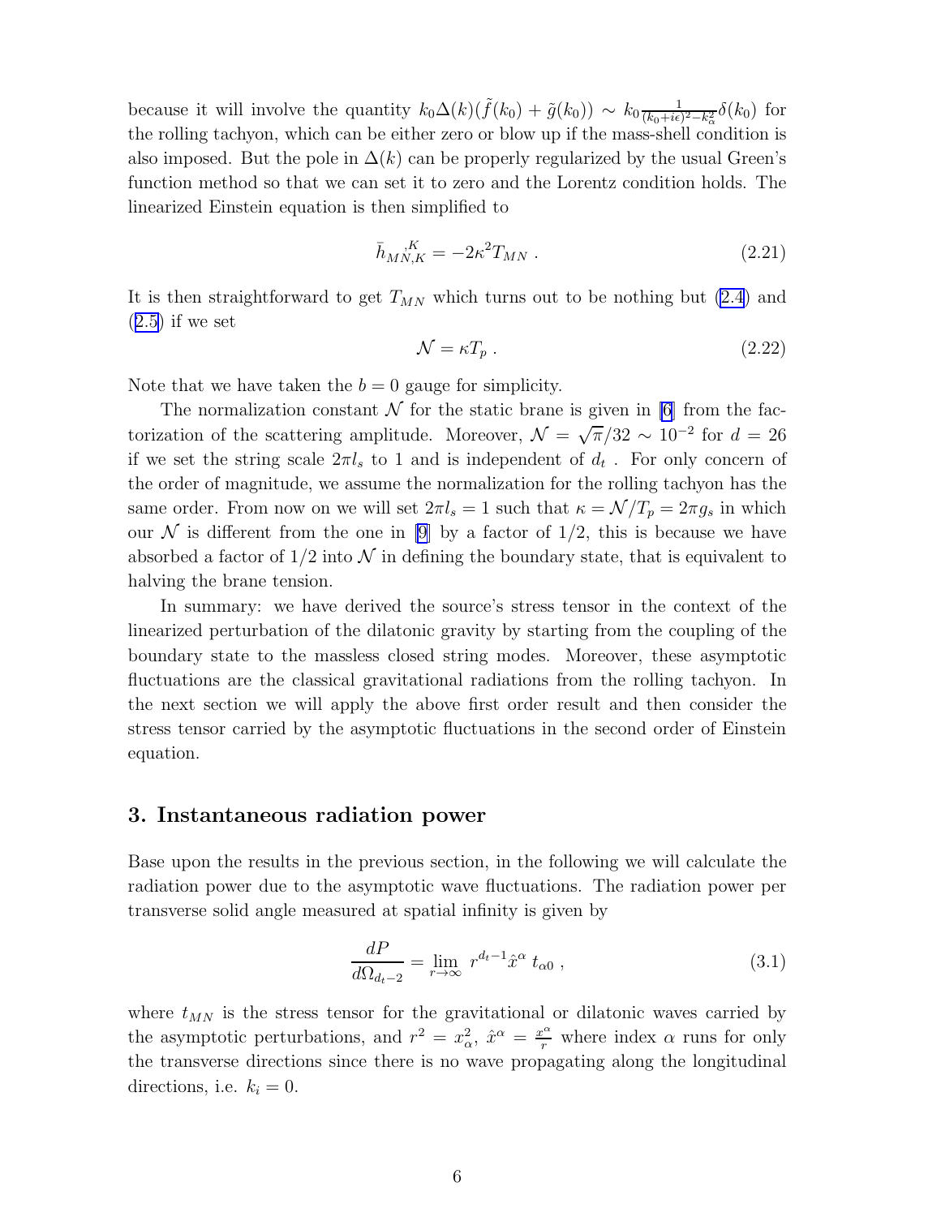because it will involve the quantity $k_0\Delta(k)(\tilde{f}(k_0) + \tilde{g}(k_0)) \sim k_0 \frac{1}{(k_0+i\epsilon)^2 - k_\alpha^2}\delta(k_0)$ for the rolling tachyon, which can be either zero or blow up if the mass-shell condition is also imposed. But the pole in $\Delta(k)$ can be properly regularized by the usual Green's function method so that we can set it to zero and the Lorentz condition holds. The linearized Einstein equation is then simplified to

$$\bar{h}_{MN,K}^{\ \ \ ,K} = -2\kappa^2 T_{MN} \ . \tag{2.21}$$

It is then straightforward to get $T_{MN}$ which turns out to be nothing but (2.4) and (2.5) if we set

$$\mathcal{N} = \kappa T_p \ . \tag{2.22}$$

Note that we have taken the $b = 0$ gauge for simplicity.

The normalization constant $\mathcal{N}$ for the static brane is given in [6] from the factorization of the scattering amplitude. Moreover, $\mathcal{N} = \sqrt{\pi}/32 \sim 10^{-2}$ for $d = 26$ if we set the string scale $2\pi l_s$ to 1 and is independent of $d_t$ . For only concern of the order of magnitude, we assume the normalization for the rolling tachyon has the same order. From now on we will set $2\pi l_s = 1$ such that $\kappa = \mathcal{N}/T_p = 2\pi g_s$ in which our $\mathcal{N}$ is different from the one in [9] by a factor of $1/2$, this is because we have absorbed a factor of $1/2$ into $\mathcal{N}$ in defining the boundary state, that is equivalent to halving the brane tension.

In summary: we have derived the source's stress tensor in the context of the linearized perturbation of the dilatonic gravity by starting from the coupling of the boundary state to the massless closed string modes. Moreover, these asymptotic fluctuations are the classical gravitational radiations from the rolling tachyon. In the next section we will apply the above first order result and then consider the stress tensor carried by the asymptotic fluctuations in the second order of Einstein equation.

## 3. Instantaneous radiation power

Base upon the results in the previous section, in the following we will calculate the radiation power due to the asymptotic wave fluctuations. The radiation power per transverse solid angle measured at spatial infinity is given by

$$\frac{dP}{d\Omega_{d_t-2}} = \lim_{r\to\infty} r^{d_t-1}\hat{x}^\alpha \ t_{\alpha 0} \ , \tag{3.1}$$

where $t_{MN}$ is the stress tensor for the gravitational or dilatonic waves carried by the asymptotic perturbations, and $r^2 = x_\alpha^2$, $\hat{x}^\alpha = \frac{x^\alpha}{r}$ where index $\alpha$ runs for only the transverse directions since there is no wave propagating along the longitudinal directions, i.e. $k_i = 0$.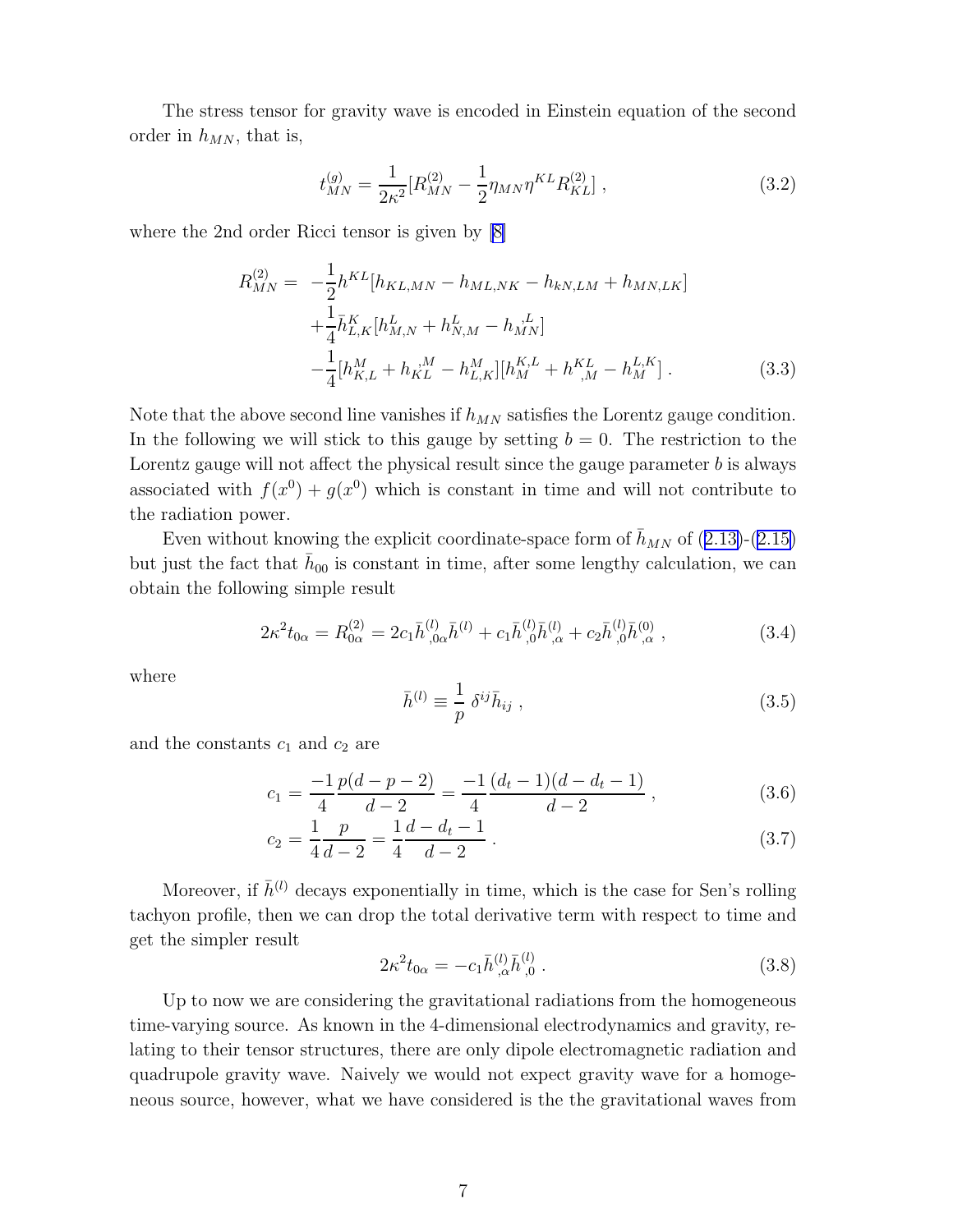The stress tensor for gravity wave is encoded in Einstein equation of the second order in $h_{MN}$, that is,

$$t^{(g)}_{MN} = \frac{1}{2\kappa^2}[R^{(2)}_{MN} - \frac{1}{2}\eta_{MN}\eta^{KL}R^{(2)}_{KL}] , \tag{3.2}$$

where the 2nd order Ricci tensor is given by [8]

$$\begin{aligned} R^{(2)}_{MN} = & -\frac{1}{2}h^{KL}[h_{KL,MN} - h_{ML,NK} - h_{kN,LM} + h_{MN,LK}] \\ & +\frac{1}{4}\bar{h}^{K}_{L,K}[h^{L}_{M,N} + h^{L}_{N,M} - h_{MN}^{\ \ ,L}] \\ & -\frac{1}{4}[h^{M}_{K,L} + h_{KL}^{\ \ ,M} - h^{M}_{L,K}][h^{K,L}_{M} + h^{KL}_{\ \ ,M} - h^{L,K}_{M}] . \end{aligned} \tag{3.3}$$

Note that the above second line vanishes if $h_{MN}$ satisfies the Lorentz gauge condition. In the following we will stick to this gauge by setting $b = 0$. The restriction to the Lorentz gauge will not affect the physical result since the gauge parameter $b$ is always associated with $f(x^0) + g(x^0)$ which is constant in time and will not contribute to the radiation power.

Even without knowing the explicit coordinate-space form of $\bar{h}_{MN}$ of (2.13)-(2.15) but just the fact that $\bar{h}_{00}$ is constant in time, after some lengthy calculation, we can obtain the following simple result

$$2\kappa^2 t_{0\alpha} = R^{(2)}_{0\alpha} = 2c_1\bar{h}^{(l)}_{,0\alpha}\bar{h}^{(l)} + c_1\bar{h}^{(l)}_{,0}\bar{h}^{(l)}_{,\alpha} + c_2\bar{h}^{(l)}_{,0}\bar{h}^{(0)}_{,\alpha} , \tag{3.4}$$

where

$$\bar{h}^{(l)} \equiv \frac{1}{p}\ \delta^{ij}\bar{h}_{ij} , \tag{3.5}$$

and the constants $c_1$ and $c_2$ are

$$c_1 = \frac{-1}{4}\frac{p(d-p-2)}{d-2} = \frac{-1}{4}\frac{(d_t-1)(d-d_t-1)}{d-2} , \tag{3.6}$$

$$c_2 = \frac{1}{4}\frac{p}{d-2} = \frac{1}{4}\frac{d-d_t-1}{d-2} . \tag{3.7}$$

Moreover, if $\bar{h}^{(l)}$ decays exponentially in time, which is the case for Sen's rolling tachyon profile, then we can drop the total derivative term with respect to time and get the simpler result

$$2\kappa^2 t_{0\alpha} = -c_1\bar{h}^{(l)}_{,\alpha}\bar{h}^{(l)}_{,0} . \tag{3.8}$$

Up to now we are considering the gravitational radiations from the homogeneous time-varying source. As known in the 4-dimensional electrodynamics and gravity, relating to their tensor structures, there are only dipole electromagnetic radiation and quadrupole gravity wave. Naively we would not expect gravity wave for a homogeneous source, however, what we have considered is the the gravitational waves from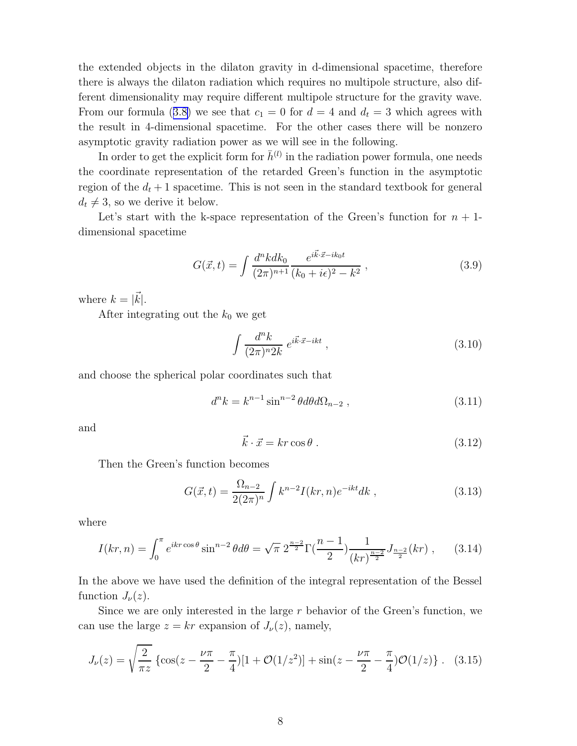the extended objects in the dilaton gravity in d-dimensional spacetime, therefore there is always the dilaton radiation which requires no multipole structure, also different dimensionality may require different multipole structure for the gravity wave. From our formula (3.8) we see that $c_1 = 0$ for $d = 4$ and $d_t = 3$ which agrees with the result in 4-dimensional spacetime. For the other cases there will be nonzero asymptotic gravity radiation power as we will see in the following.

In order to get the explicit form for $\bar{h}^{(l)}$ in the radiation power formula, one needs the coordinate representation of the retarded Green's function in the asymptotic region of the $d_t + 1$ spacetime. This is not seen in the standard textbook for general $d_t \neq 3$, so we derive it below.

Let's start with the k-space representation of the Green's function for $n+1$-dimensional spacetime

$$G(\vec{x}, t) = \int \frac{d^n k dk_0}{(2\pi)^{n+1}} \frac{e^{i\vec{k}\cdot\vec{x} - ik_0 t}}{(k_0 + i\epsilon)^2 - k^2} \;, \tag{3.9}$$

where $k = |\vec{k}|$.

After integrating out the $k_0$ we get

$$\int \frac{d^n k}{(2\pi)^n 2k}\, e^{i\vec{k}\cdot\vec{x} - ikt} \;, \tag{3.10}$$

and choose the spherical polar coordinates such that

$$d^n k = k^{n-1} \sin^{n-2}\theta d\theta d\Omega_{n-2} \;, \tag{3.11}$$

and

$$\vec{k}\cdot\vec{x} = kr\cos\theta \;. \tag{3.12}$$

Then the Green's function becomes

$$G(\vec{x}, t) = \frac{\Omega_{n-2}}{2(2\pi)^n} \int k^{n-2} I(kr, n) e^{-ikt} dk \;, \tag{3.13}$$

where

$$I(kr, n) = \int_0^\pi e^{ikr\cos\theta} \sin^{n-2}\theta d\theta = \sqrt{\pi}\; 2^{\frac{n-2}{2}} \Gamma(\frac{n-1}{2}) \frac{1}{(kr)^{\frac{n-2}{2}}} J_{\frac{n-2}{2}}(kr) \;, \tag{3.14}$$

In the above we have used the definition of the integral representation of the Bessel function $J_\nu(z)$.

Since we are only interested in the large $r$ behavior of the Green's function, we can use the large $z = kr$ expansion of $J_\nu(z)$, namely,

$$J_\nu(z) = \sqrt{\frac{2}{\pi z}}\, \{\cos(z - \frac{\nu\pi}{2} - \frac{\pi}{4})[1 + \mathcal{O}(1/z^2)] + \sin(z - \frac{\nu\pi}{2} - \frac{\pi}{4})\mathcal{O}(1/z)\} \;. \tag{3.15}$$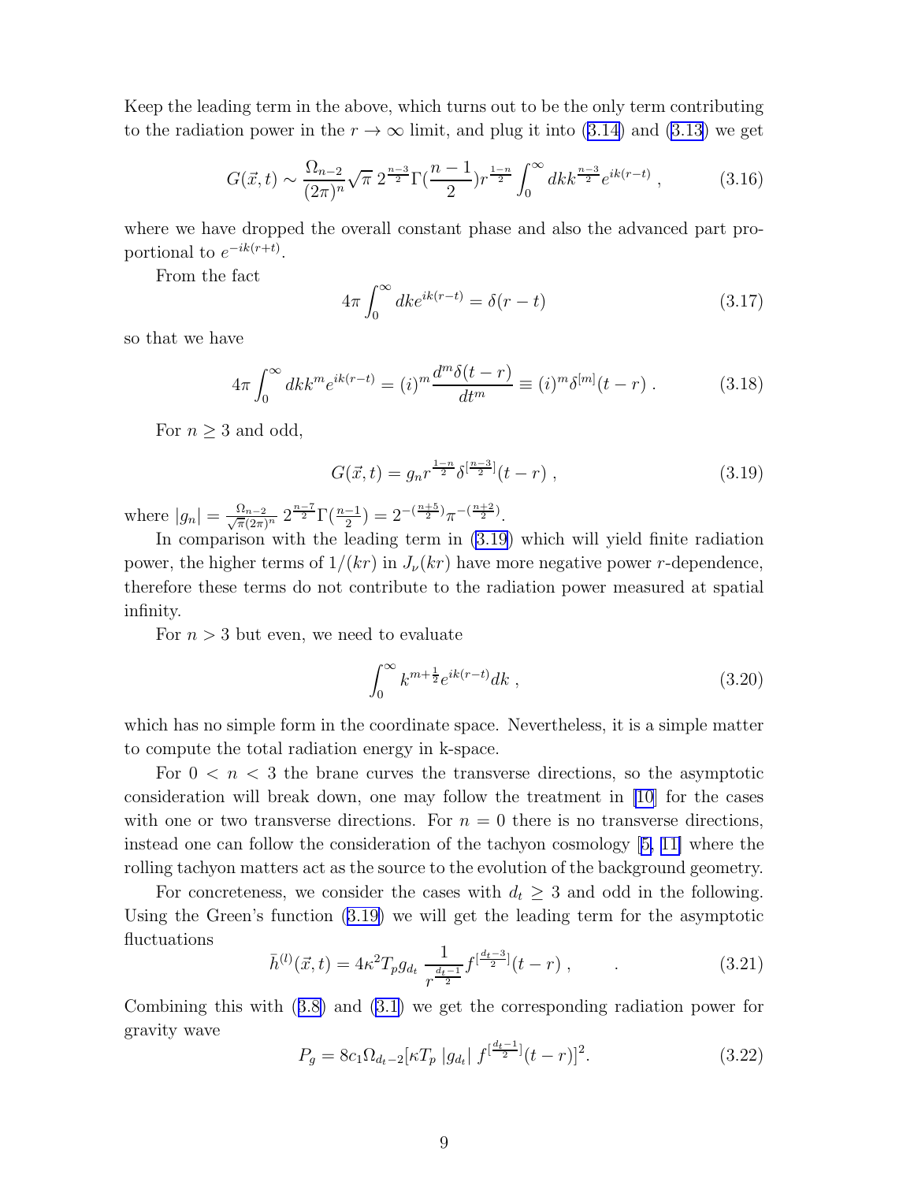Keep the leading term in the above, which turns out to be the only term contributing to the radiation power in the $r \to \infty$ limit, and plug it into (3.14) and (3.13) we get

$$G(\vec{x},t) \sim \frac{\Omega_{n-2}}{(2\pi)^n}\sqrt{\pi}\, 2^{\frac{n-3}{2}}\Gamma(\frac{n-1}{2})r^{\frac{1-n}{2}}\int_0^\infty dk k^{\frac{n-3}{2}}e^{ik(r-t)} , \tag{3.16}$$

where we have dropped the overall constant phase and also the advanced part proportional to $e^{-ik(r+t)}$.

From the fact

$$4\pi\int_0^\infty dk e^{ik(r-t)} = \delta(r-t) \tag{3.17}$$

so that we have

$$4\pi\int_0^\infty dk k^m e^{ik(r-t)} = (i)^m\frac{d^m\delta(t-r)}{dt^m} \equiv (i)^m\delta^{[m]}(t-r) . \tag{3.18}$$

For $n \geq 3$ and odd,

$$G(\vec{x},t) = g_n r^{\frac{1-n}{2}}\delta^{[\frac{n-3}{2}]}(t-r) , \tag{3.19}$$

where $|g_n| = \frac{\Omega_{n-2}}{\sqrt{\pi}(2\pi)^n}\, 2^{\frac{n-7}{2}}\Gamma(\frac{n-1}{2}) = 2^{-(\frac{n+5}{2})}\pi^{-(\frac{n+2}{2})}$.

In comparison with the leading term in (3.19) which will yield finite radiation power, the higher terms of $1/(kr)$ in $J_\nu(kr)$ have more negative power $r$-dependence, therefore these terms do not contribute to the radiation power measured at spatial infinity.

For $n > 3$ but even, we need to evaluate

$$\int_0^\infty k^{m+\frac{1}{2}}e^{ik(r-t)}dk , \tag{3.20}$$

which has no simple form in the coordinate space. Nevertheless, it is a simple matter to compute the total radiation energy in k-space.

For $0 < n < 3$ the brane curves the transverse directions, so the asymptotic consideration will break down, one may follow the treatment in [10] for the cases with one or two transverse directions. For $n = 0$ there is no transverse directions, instead one can follow the consideration of the tachyon cosmology [5, 11] where the rolling tachyon matters act as the source to the evolution of the background geometry.

For concreteness, we consider the cases with $d_t \geq 3$ and odd in the following. Using the Green's function (3.19) we will get the leading term for the asymptotic fluctuations

$$\bar{h}^{(l)}(\vec{x},t) = 4\kappa^2 T_p g_{d_t}\,\frac{1}{r^{\frac{d_t-1}{2}}}f^{[\frac{d_t-3}{2}]}(t-r) , \qquad . \tag{3.21}$$

Combining this with (3.8) and (3.1) we get the corresponding radiation power for gravity wave

$$P_g = 8c_1\Omega_{d_t-2}[\kappa T_p\, |g_{d_t}|\, f^{[\frac{d_t-1}{2}]}(t-r)]^2. \tag{3.22}$$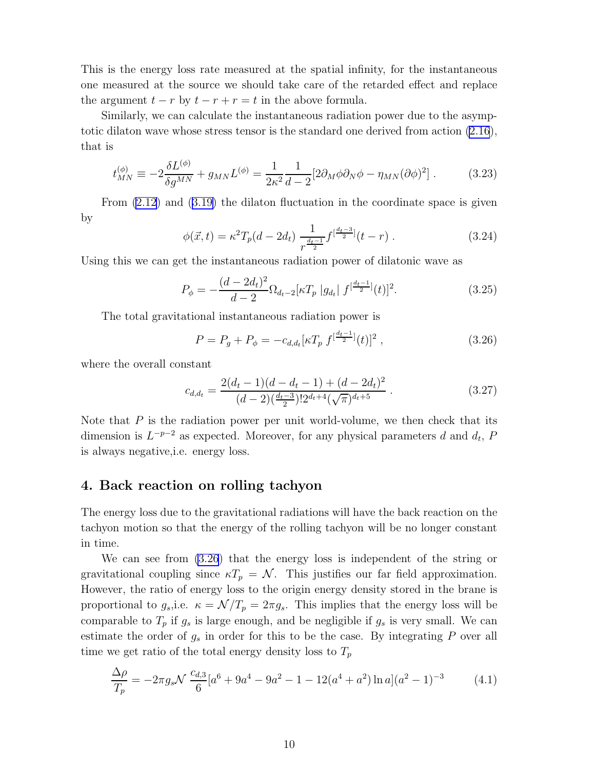This is the energy loss rate measured at the spatial infinity, for the instantaneous one measured at the source we should take care of the retarded effect and replace the argument $t - r$ by $t - r + r = t$ in the above formula.

Similarly, we can calculate the instantaneous radiation power due to the asymptotic dilaton wave whose stress tensor is the standard one derived from action (2.16), that is

$$t^{(\phi)}_{MN} \equiv -2\frac{\delta L^{(\phi)}}{\delta g^{MN}} + g_{MN} L^{(\phi)} = \frac{1}{2\kappa^2}\frac{1}{d-2}[2\partial_M \phi \partial_N \phi - \eta_{MN}(\partial\phi)^2] \ . \tag{3.23}$$

From (2.12) and (3.19) the dilaton fluctuation in the coordinate space is given by

$$\phi(\vec{x}, t) = \kappa^2 T_p (d - 2d_t) \ \frac{1}{r^{\frac{d_t-1}{2}}} f^{[\frac{d_t-3}{2}]}(t - r) \ . \tag{3.24}$$

Using this we can get the instantaneous radiation power of dilatonic wave as

$$P_\phi = -\frac{(d-2d_t)^2}{d-2}\Omega_{d_t-2}[\kappa T_p \ |g_{d_t}| \ f^{[\frac{d_t-1}{2}]}(t)]^2. \tag{3.25}$$

The total gravitational instantaneous radiation power is

$$P = P_g + P_\phi = -c_{d,d_t}[\kappa T_p \ f^{[\frac{d_t-1}{2}]}(t)]^2 \ , \tag{3.26}$$

where the overall constant

$$c_{d,d_t} = \frac{2(d_t-1)(d-d_t-1) + (d-2d_t)^2}{(d-2)(\frac{d_t-3}{2})!2^{d_t+4}(\sqrt{\pi})^{d_t+5}} \ . \tag{3.27}$$

Note that $P$ is the radiation power per unit world-volume, we then check that its dimension is $L^{-p-2}$ as expected. Moreover, for any physical parameters $d$ and $d_t$, $P$ is always negative,i.e. energy loss.

## 4. Back reaction on rolling tachyon

The energy loss due to the gravitational radiations will have the back reaction on the tachyon motion so that the energy of the rolling tachyon will be no longer constant in time.

We can see from (3.26) that the energy loss is independent of the string or gravitational coupling since $\kappa T_p = \mathcal{N}$. This justifies our far field approximation. However, the ratio of energy loss to the origin energy density stored in the brane is proportional to $g_s$,i.e. $\kappa = \mathcal{N}/T_p = 2\pi g_s$. This implies that the energy loss will be comparable to $T_p$ if $g_s$ is large enough, and be negligible if $g_s$ is very small. We can estimate the order of $g_s$ in order for this to be the case. By integrating $P$ over all time we get ratio of the total energy density loss to $T_p$

$$\frac{\Delta\rho}{T_p} = -2\pi g_s \mathcal{N} \ \frac{c_{d,3}}{6}[a^6 + 9a^4 - 9a^2 - 1 - 12(a^4 + a^2)\ln a](a^2-1)^{-3} \tag{4.1}$$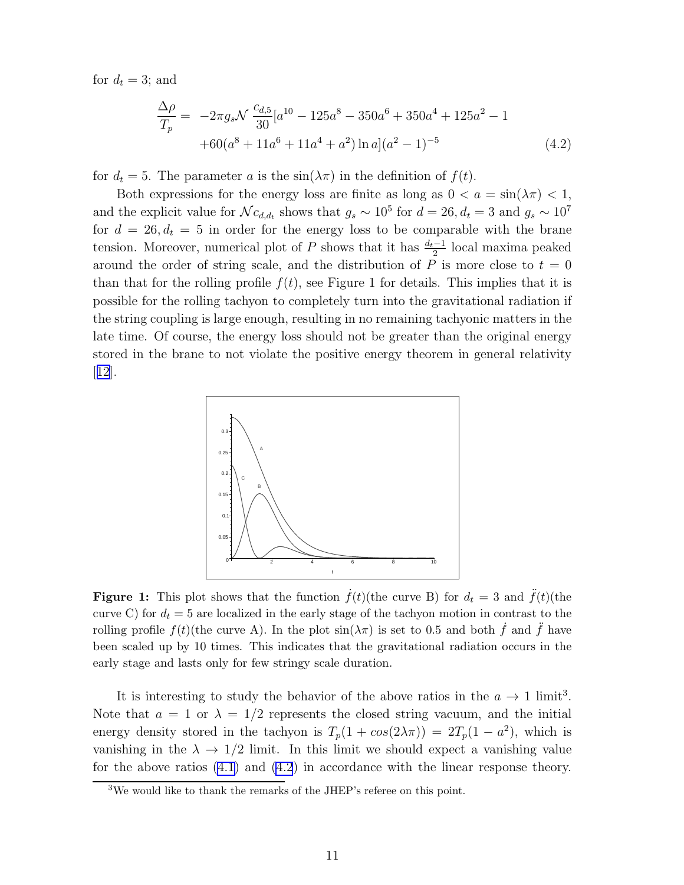for $d_t = 3$; and

$$\frac{\Delta\rho}{T_p} = -2\pi g_s \mathcal{N} \frac{c_{d,5}}{30}[a^{10} - 125a^8 - 350a^6 + 350a^4 + 125a^2 - 1 \\ +60(a^8 + 11a^6 + 11a^4 + a^2)\ln a](a^2-1)^{-5} \tag{4.2}$$

for $d_t = 5$. The parameter $a$ is the $\sin(\lambda\pi)$ in the definition of $f(t)$.

Both expressions for the energy loss are finite as long as $0 < a = \sin(\lambda\pi) < 1$, and the explicit value for $\mathcal{N}c_{d,d_t}$ shows that $g_s \sim 10^5$ for $d = 26, d_t = 3$ and $g_s \sim 10^7$ for $d = 26, d_t = 5$ in order for the energy loss to be comparable with the brane tension. Moreover, numerical plot of $P$ shows that it has $\frac{d_t - 1}{2}$ local maxima peaked around the order of string scale, and the distribution of $P$ is more close to $t = 0$ than that for the rolling profile $f(t)$, see Figure 1 for details. This implies that it is possible for the rolling tachyon to completely turn into the gravitational radiation if the string coupling is large enough, resulting in no remaining tachyonic matters in the late time. Of course, the energy loss should not be greater than the original energy stored in the brane to not violate the positive energy theorem in general relativity [12].

**Figure 1:** This plot shows that the function $\dot{f}(t)$(the curve B) for $d_t = 3$ and $\ddot{f}(t)$(the curve C) for $d_t = 5$ are localized in the early stage of the tachyon motion in contrast to the rolling profile $f(t)$(the curve A). In the plot $\sin(\lambda\pi)$ is set to 0.5 and both $\dot{f}$ and $\ddot{f}$ have been scaled up by 10 times. This indicates that the gravitational radiation occurs in the early stage and lasts only for few stringy scale duration.

It is interesting to study the behavior of the above ratios in the $a \to 1$ limit[3]. Note that $a = 1$ or $\lambda = 1/2$ represents the closed string vacuum, and the initial energy density stored in the tachyon is $T_p(1 + cos(2\lambda\pi)) = 2T_p(1 - a^2)$, which is vanishing in the $\lambda \to 1/2$ limit. In this limit we should expect a vanishing value for the above ratios (4.1) and (4.2) in accordance with the linear response theory.

[3]We would like to thank the remarks of the JHEP's referee on this point.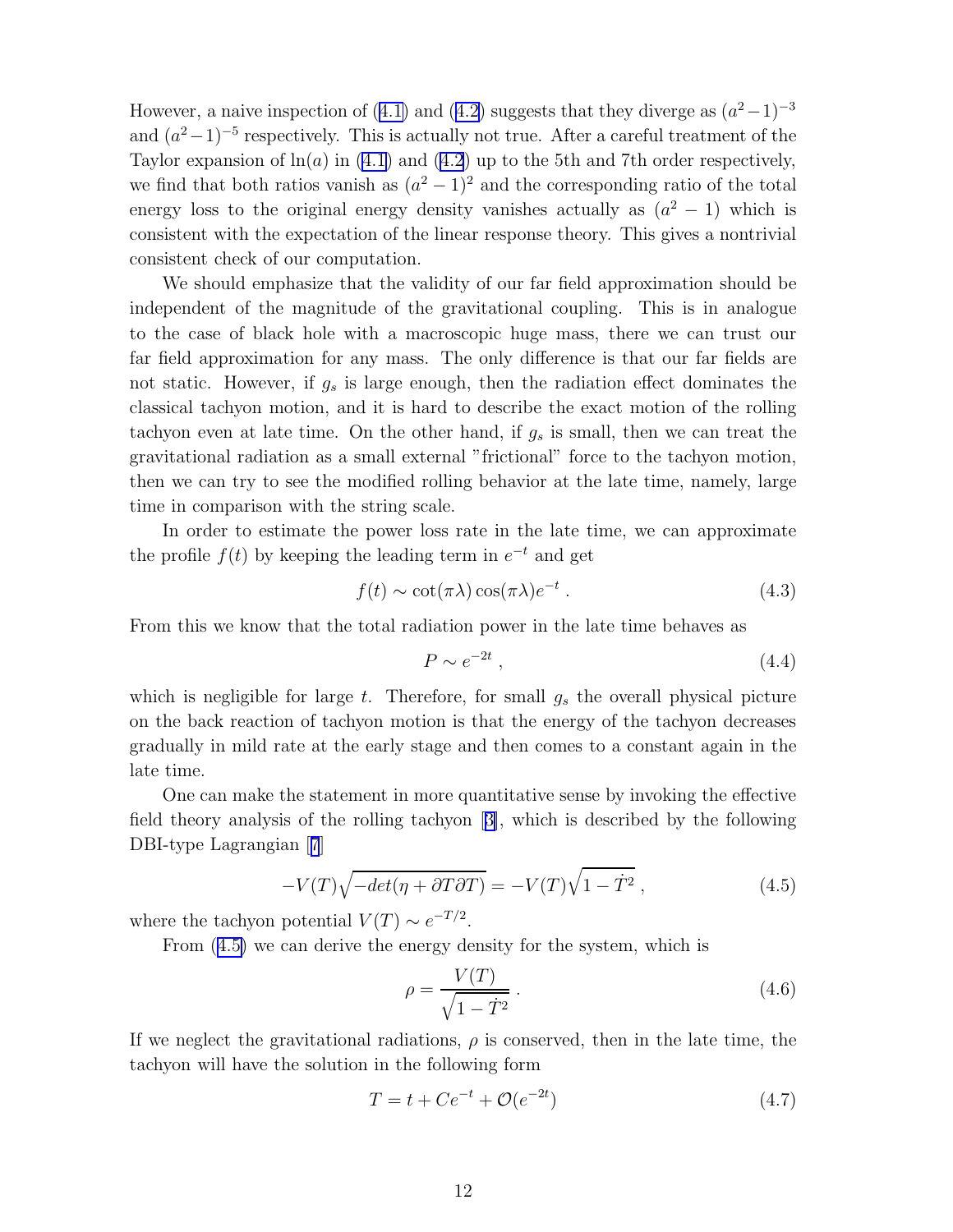However, a naive inspection of (4.1) and (4.2) suggests that they diverge as $(a^2-1)^{-3}$ and $(a^2-1)^{-5}$ respectively. This is actually not true. After a careful treatment of the Taylor expansion of $\ln(a)$ in (4.1) and (4.2) up to the 5th and 7th order respectively, we find that both ratios vanish as $(a^2-1)^2$ and the corresponding ratio of the total energy loss to the original energy density vanishes actually as $(a^2-1)$ which is consistent with the expectation of the linear response theory. This gives a nontrivial consistent check of our computation.

We should emphasize that the validity of our far field approximation should be independent of the magnitude of the gravitational coupling. This is in analogue to the case of black hole with a macroscopic huge mass, there we can trust our far field approximation for any mass. The only difference is that our far fields are not static. However, if $g_s$ is large enough, then the radiation effect dominates the classical tachyon motion, and it is hard to describe the exact motion of the rolling tachyon even at late time. On the other hand, if $g_s$ is small, then we can treat the gravitational radiation as a small external "frictional" force to the tachyon motion, then we can try to see the modified rolling behavior at the late time, namely, large time in comparison with the string scale.

In order to estimate the power loss rate in the late time, we can approximate the profile $f(t)$ by keeping the leading term in $e^{-t}$ and get

$$f(t) \sim \cot(\pi\lambda)\cos(\pi\lambda)e^{-t} \; . \tag{4.3}$$

From this we know that the total radiation power in the late time behaves as

$$P \sim e^{-2t} \; , \tag{4.4}$$

which is negligible for large $t$. Therefore, for small $g_s$ the overall physical picture on the back reaction of tachyon motion is that the energy of the tachyon decreases gradually in mild rate at the early stage and then comes to a constant again in the late time.

One can make the statement in more quantitative sense by invoking the effective field theory analysis of the rolling tachyon [3], which is described by the following DBI-type Lagrangian [7]

$$-V(T)\sqrt{-det(\eta + \partial T \partial T)} = -V(T)\sqrt{1-\dot{T}^2} \; , \tag{4.5}$$

where the tachyon potential $V(T) \sim e^{-T/2}$.

From (4.5) we can derive the energy density for the system, which is

$$\rho = \frac{V(T)}{\sqrt{1-\dot{T}^2}} \; . \tag{4.6}$$

If we neglect the gravitational radiations, $\rho$ is conserved, then in the late time, the tachyon will have the solution in the following form

$$T = t + Ce^{-t} + \mathcal{O}(e^{-2t}) \tag{4.7}$$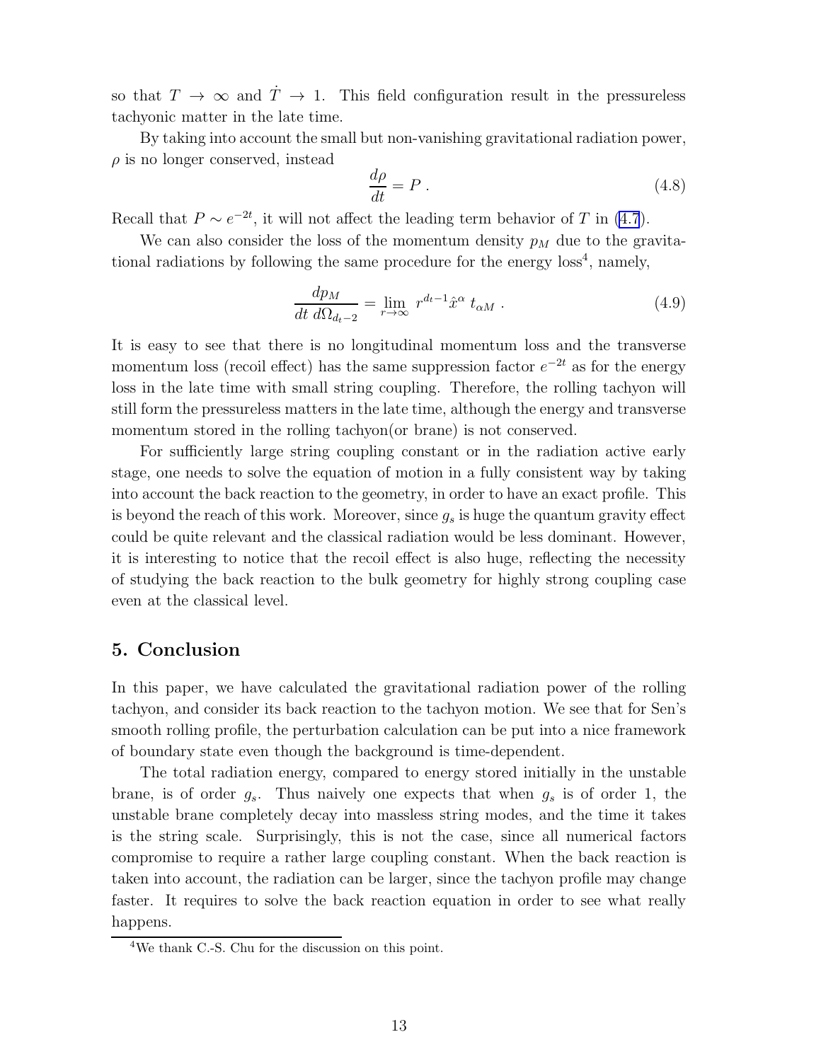so that $T \to \infty$ and $\dot{T} \to 1$. This field configuration result in the pressureless tachyonic matter in the late time.

By taking into account the small but non-vanishing gravitational radiation power, $\rho$ is no longer conserved, instead

$$\frac{d\rho}{dt} = P \; . \tag{4.8}$$

Recall that $P \sim e^{-2t}$, it will not affect the leading term behavior of $T$ in (4.7).

We can also consider the loss of the momentum density $p_M$ due to the gravitational radiations by following the same procedure for the energy loss[4], namely,

$$\frac{dp_M}{dt \; d\Omega_{d_t-2}} = \lim_{r\to\infty} \; r^{d_t-1}\hat{x}^\alpha \; t_{\alpha M} \; . \tag{4.9}$$

It is easy to see that there is no longitudinal momentum loss and the transverse momentum loss (recoil effect) has the same suppression factor $e^{-2t}$ as for the energy loss in the late time with small string coupling. Therefore, the rolling tachyon will still form the pressureless matters in the late time, although the energy and transverse momentum stored in the rolling tachyon(or brane) is not conserved.

For sufficiently large string coupling constant or in the radiation active early stage, one needs to solve the equation of motion in a fully consistent way by taking into account the back reaction to the geometry, in order to have an exact profile. This is beyond the reach of this work. Moreover, since $g_s$ is huge the quantum gravity effect could be quite relevant and the classical radiation would be less dominant. However, it is interesting to notice that the recoil effect is also huge, reflecting the necessity of studying the back reaction to the bulk geometry for highly strong coupling case even at the classical level.

## 5. Conclusion

In this paper, we have calculated the gravitational radiation power of the rolling tachyon, and consider its back reaction to the tachyon motion. We see that for Sen's smooth rolling profile, the perturbation calculation can be put into a nice framework of boundary state even though the background is time-dependent.

The total radiation energy, compared to energy stored initially in the unstable brane, is of order $g_s$. Thus naively one expects that when $g_s$ is of order 1, the unstable brane completely decay into massless string modes, and the time it takes is the string scale. Surprisingly, this is not the case, since all numerical factors compromise to require a rather large coupling constant. When the back reaction is taken into account, the radiation can be larger, since the tachyon profile may change faster. It requires to solve the back reaction equation in order to see what really happens.

[4] We thank C.-S. Chu for the discussion on this point.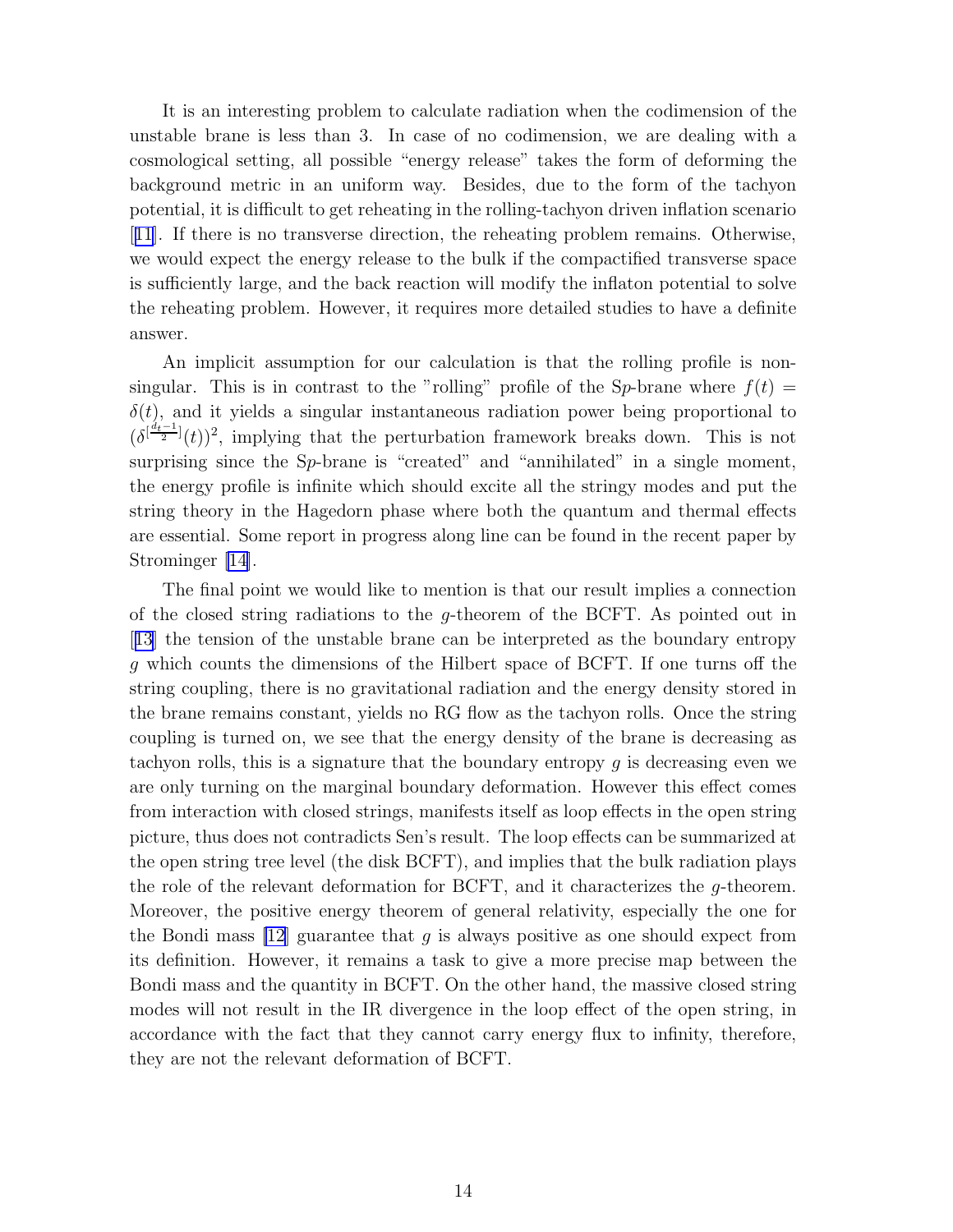It is an interesting problem to calculate radiation when the codimension of the unstable brane is less than 3. In case of no codimension, we are dealing with a cosmological setting, all possible "energy release" takes the form of deforming the background metric in an uniform way. Besides, due to the form of the tachyon potential, it is difficult to get reheating in the rolling-tachyon driven inflation scenario [11]. If there is no transverse direction, the reheating problem remains. Otherwise, we would expect the energy release to the bulk if the compactified transverse space is sufficiently large, and the back reaction will modify the inflaton potential to solve the reheating problem. However, it requires more detailed studies to have a definite answer.

An implicit assumption for our calculation is that the rolling profile is non-singular. This is in contrast to the "rolling" profile of the S$p$-brane where $f(t) = \delta(t)$, and it yields a singular instantaneous radiation power being proportional to $(\delta^{[\frac{d_t-1}{2}]}(t))^2$, implying that the perturbation framework breaks down. This is not surprising since the S$p$-brane is "created" and "annihilated" in a single moment, the energy profile is infinite which should excite all the stringy modes and put the string theory in the Hagedorn phase where both the quantum and thermal effects are essential. Some report in progress along line can be found in the recent paper by Strominger [14].

The final point we would like to mention is that our result implies a connection of the closed string radiations to the $g$-theorem of the BCFT. As pointed out in [13] the tension of the unstable brane can be interpreted as the boundary entropy $g$ which counts the dimensions of the Hilbert space of BCFT. If one turns off the string coupling, there is no gravitational radiation and the energy density stored in the brane remains constant, yields no RG flow as the tachyon rolls. Once the string coupling is turned on, we see that the energy density of the brane is decreasing as tachyon rolls, this is a signature that the boundary entropy $g$ is decreasing even we are only turning on the marginal boundary deformation. However this effect comes from interaction with closed strings, manifests itself as loop effects in the open string picture, thus does not contradicts Sen's result. The loop effects can be summarized at the open string tree level (the disk BCFT), and implies that the bulk radiation plays the role of the relevant deformation for BCFT, and it characterizes the $g$-theorem. Moreover, the positive energy theorem of general relativity, especially the one for the Bondi mass [12] guarantee that $g$ is always positive as one should expect from its definition. However, it remains a task to give a more precise map between the Bondi mass and the quantity in BCFT. On the other hand, the massive closed string modes will not result in the IR divergence in the loop effect of the open string, in accordance with the fact that they cannot carry energy flux to infinity, therefore, they are not the relevant deformation of BCFT.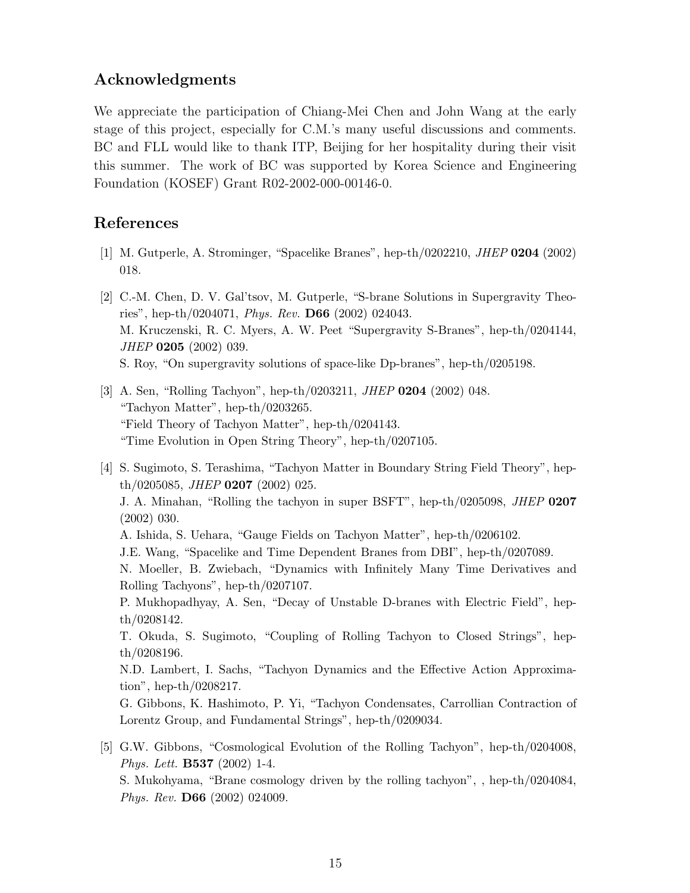## Acknowledgments

We appreciate the participation of Chiang-Mei Chen and John Wang at the early stage of this project, especially for C.M.'s many useful discussions and comments. BC and FLL would like to thank ITP, Beijing for her hospitality during their visit this summer. The work of BC was supported by Korea Science and Engineering Foundation (KOSEF) Grant R02-2002-000-00146-0.

## References

[1] M. Gutperle, A. Strominger, "Spacelike Branes", hep-th/0202210, *JHEP* **0204** (2002) 018.

[2] C.-M. Chen, D. V. Gal'tsov, M. Gutperle, "S-brane Solutions in Supergravity Theories", hep-th/0204071, *Phys. Rev.* **D66** (2002) 024043.
M. Kruczenski, R. C. Myers, A. W. Peet "Supergravity S-Branes", hep-th/0204144, *JHEP* **0205** (2002) 039.
S. Roy, "On supergravity solutions of space-like Dp-branes", hep-th/0205198.

[3] A. Sen, "Rolling Tachyon", hep-th/0203211, *JHEP* **0204** (2002) 048.
"Tachyon Matter", hep-th/0203265.
"Field Theory of Tachyon Matter", hep-th/0204143.
"Time Evolution in Open String Theory", hep-th/0207105.

[4] S. Sugimoto, S. Terashima, "Tachyon Matter in Boundary String Field Theory", hep-th/0205085, *JHEP* **0207** (2002) 025.
J. A. Minahan, "Rolling the tachyon in super BSFT", hep-th/0205098, *JHEP* **0207** (2002) 030.
A. Ishida, S. Uehara, "Gauge Fields on Tachyon Matter", hep-th/0206102.
J.E. Wang, "Spacelike and Time Dependent Branes from DBI", hep-th/0207089.
N. Moeller, B. Zwiebach, "Dynamics with Infinitely Many Time Derivatives and Rolling Tachyons", hep-th/0207107.
P. Mukhopadhyay, A. Sen, "Decay of Unstable D-branes with Electric Field", hep-th/0208142.
T. Okuda, S. Sugimoto, "Coupling of Rolling Tachyon to Closed Strings", hep-th/0208196.
N.D. Lambert, I. Sachs, "Tachyon Dynamics and the Effective Action Approximation", hep-th/0208217.
G. Gibbons, K. Hashimoto, P. Yi, "Tachyon Condensates, Carrollian Contraction of Lorentz Group, and Fundamental Strings", hep-th/0209034.

[5] G.W. Gibbons, "Cosmological Evolution of the Rolling Tachyon", hep-th/0204008, *Phys. Lett.* **B537** (2002) 1-4.
S. Mukohyama, "Brane cosmology driven by the rolling tachyon", , hep-th/0204084, *Phys. Rev.* **D66** (2002) 024009.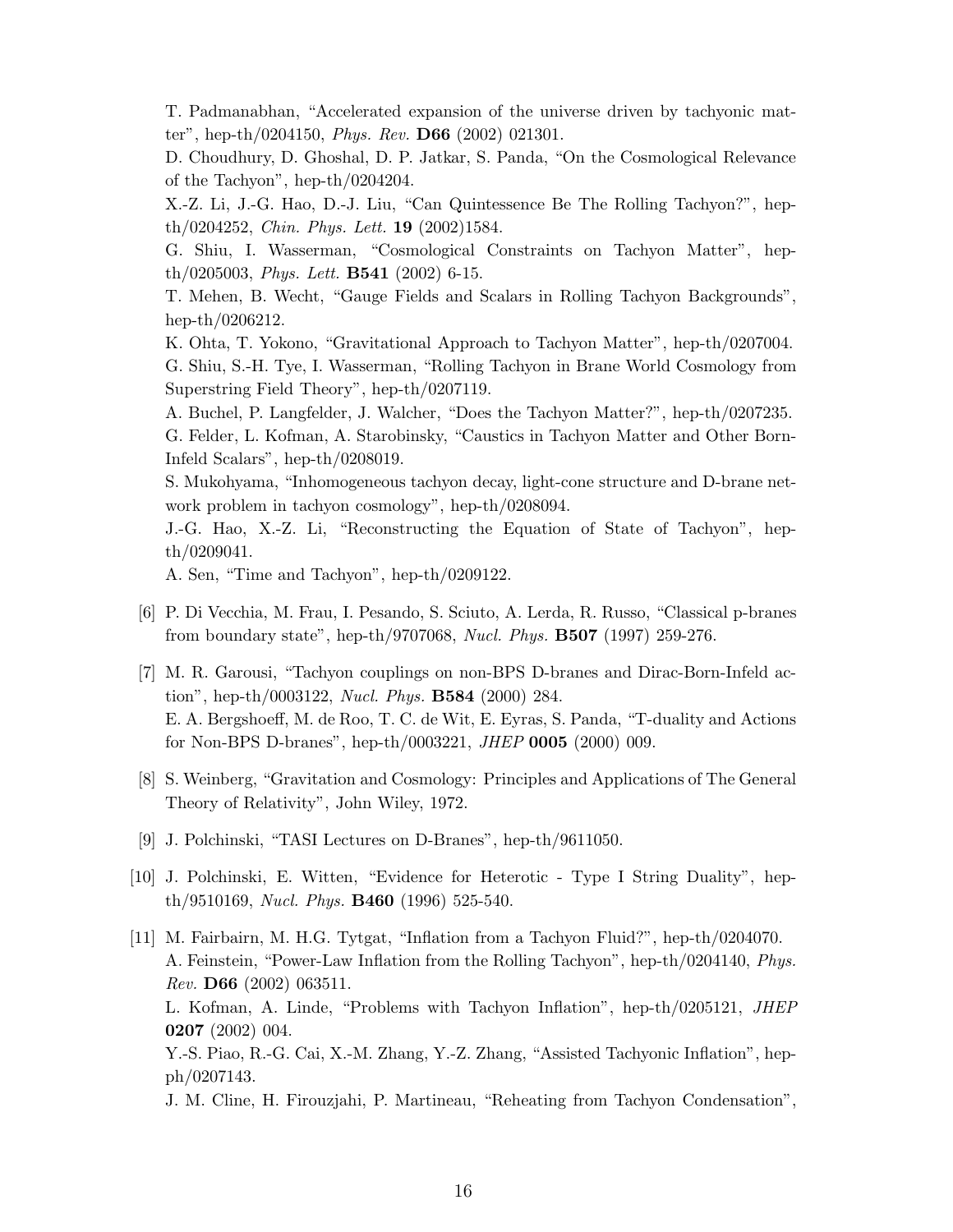T. Padmanabhan, "Accelerated expansion of the universe driven by tachyonic matter", hep-th/0204150, *Phys. Rev.* **D66** (2002) 021301.
D. Choudhury, D. Ghoshal, D. P. Jatkar, S. Panda, "On the Cosmological Relevance of the Tachyon", hep-th/0204204.
X.-Z. Li, J.-G. Hao, D.-J. Liu, "Can Quintessence Be The Rolling Tachyon?", hep-th/0204252, *Chin. Phys. Lett.* **19** (2002)1584.
G. Shiu, I. Wasserman, "Cosmological Constraints on Tachyon Matter", hep-th/0205003, *Phys. Lett.* **B541** (2002) 6-15.
T. Mehen, B. Wecht, "Gauge Fields and Scalars in Rolling Tachyon Backgrounds", hep-th/0206212.
K. Ohta, T. Yokono, "Gravitational Approach to Tachyon Matter", hep-th/0207004.
G. Shiu, S.-H. Tye, I. Wasserman, "Rolling Tachyon in Brane World Cosmology from Superstring Field Theory", hep-th/0207119.
A. Buchel, P. Langfelder, J. Walcher, "Does the Tachyon Matter?", hep-th/0207235.
G. Felder, L. Kofman, A. Starobinsky, "Caustics in Tachyon Matter and Other Born-Infeld Scalars", hep-th/0208019.
S. Mukohyama, "Inhomogeneous tachyon decay, light-cone structure and D-brane network problem in tachyon cosmology", hep-th/0208094.
J.-G. Hao, X.-Z. Li, "Reconstructing the Equation of State of Tachyon", hep-th/0209041.
A. Sen, "Time and Tachyon", hep-th/0209122.

[6] P. Di Vecchia, M. Frau, I. Pesando, S. Sciuto, A. Lerda, R. Russo, "Classical p-branes from boundary state", hep-th/9707068, *Nucl. Phys.* **B507** (1997) 259-276.

[7] M. R. Garousi, "Tachyon couplings on non-BPS D-branes and Dirac-Born-Infeld action", hep-th/0003122, *Nucl. Phys.* **B584** (2000) 284.
E. A. Bergshoeff, M. de Roo, T. C. de Wit, E. Eyras, S. Panda, "T-duality and Actions for Non-BPS D-branes", hep-th/0003221, *JHEP* **0005** (2000) 009.

[8] S. Weinberg, "Gravitation and Cosmology: Principles and Applications of The General Theory of Relativity", John Wiley, 1972.

[9] J. Polchinski, "TASI Lectures on D-Branes", hep-th/9611050.

[10] J. Polchinski, E. Witten, "Evidence for Heterotic - Type I String Duality", hep-th/9510169, *Nucl. Phys.* **B460** (1996) 525-540.

[11] M. Fairbairn, M. H.G. Tytgat, "Inflation from a Tachyon Fluid?", hep-th/0204070.
A. Feinstein, "Power-Law Inflation from the Rolling Tachyon", hep-th/0204140, *Phys. Rev.* **D66** (2002) 063511.
L. Kofman, A. Linde, "Problems with Tachyon Inflation", hep-th/0205121, *JHEP* **0207** (2002) 004.
Y.-S. Piao, R.-G. Cai, X.-M. Zhang, Y.-Z. Zhang, "Assisted Tachyonic Inflation", hep-ph/0207143.
J. M. Cline, H. Firouzjahi, P. Martineau, "Reheating from Tachyon Condensation",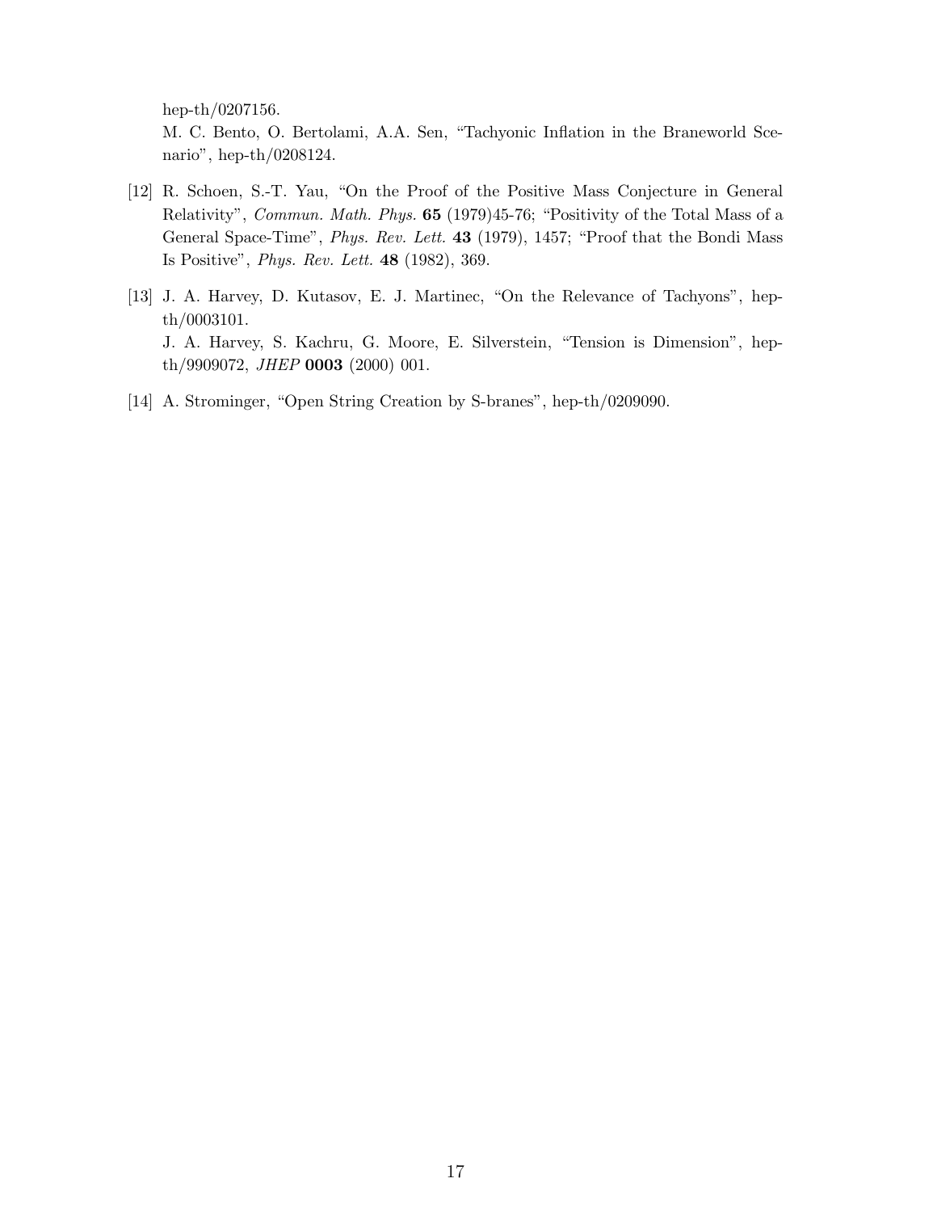hep-th/0207156.
M. C. Bento, O. Bertolami, A.A. Sen, "Tachyonic Inflation in the Braneworld Scenario", hep-th/0208124.

[12] R. Schoen, S.-T. Yau, "On the Proof of the Positive Mass Conjecture in General Relativity", *Commun. Math. Phys.* **65** (1979)45-76; "Positivity of the Total Mass of a General Space-Time", *Phys. Rev. Lett.* **43** (1979), 1457; "Proof that the Bondi Mass Is Positive", *Phys. Rev. Lett.* **48** (1982), 369.

[13] J. A. Harvey, D. Kutasov, E. J. Martinec, "On the Relevance of Tachyons", hep-th/0003101.
J. A. Harvey, S. Kachru, G. Moore, E. Silverstein, "Tension is Dimension", hep-th/9909072, *JHEP* **0003** (2000) 001.

[14] A. Strominger, "Open String Creation by S-branes", hep-th/0209090.